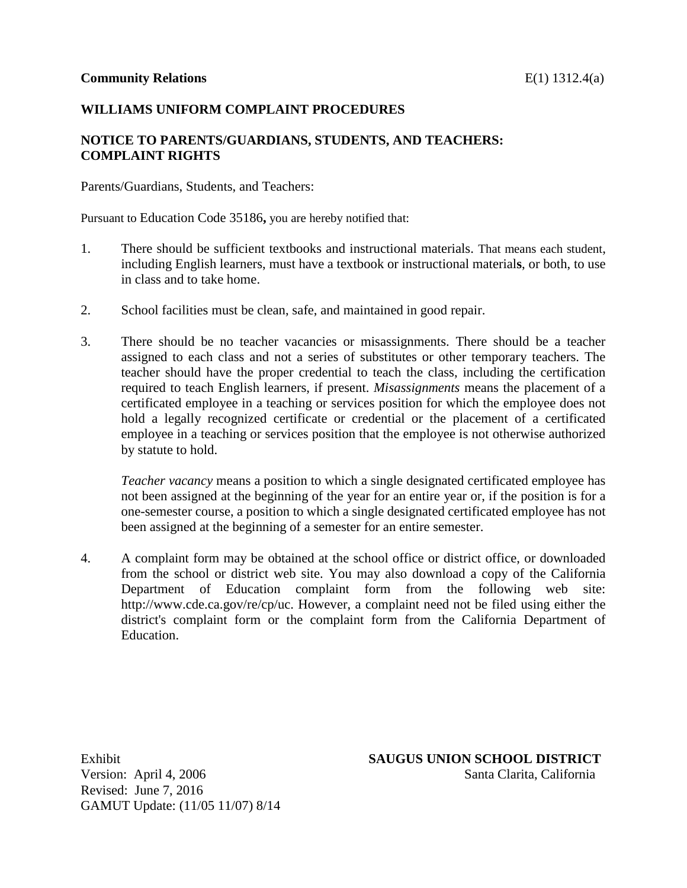**Community Relations** E(1) 1312.4(a)

**WILLIAMS UNIFORM COMPLAINT PROCEDURES**

**NOTICE TO PARENTS/GUARDIANS, STUDENTS, AND TEACHERS: COMPLAINT RIGHTS**

Parents/Guardians, Students, and Teachers:

Pursuant to Education Code 35186**,** you are hereby notified that:

1. There should be sufficient textbooks and instructional materials. That means each student, including English learners, must have a textbook or instructional material**s**, or both, to use in class and to take home.

2. School facilities must be clean, safe, and maintained in good repair.

3. There should be no teacher vacancies or misassignments. There should be a teacher assigned to each class and not a series of substitutes or other temporary teachers. The teacher should have the proper credential to teach the class, including the certification required to teach English learners, if present. *Misassignments* means the placement of a certificated employee in a teaching or services position for which the employee does not hold a legally recognized certificate or credential or the placement of a certificated employee in a teaching or services position that the employee is not otherwise authorized by statute to hold.

   *Teacher vacancy* means a position to which a single designated certificated employee has not been assigned at the beginning of the year for an entire year or, if the position is for a one-semester course, a position to which a single designated certificated employee has not been assigned at the beginning of a semester for an entire semester.

4. A complaint form may be obtained at the school office or district office, or downloaded from the school or district web site. You may also download a copy of the California Department of Education complaint form from the following web site: http://www.cde.ca.gov/re/cp/uc. However, a complaint need not be filed using either the district's complaint form or the complaint form from the California Department of Education.

Exhibit
Version: April 4, 2006
Revised: June 7, 2016
GAMUT Update: (11/05 11/07) 8/14

**SAUGUS UNION SCHOOL DISTRICT**
Santa Clarita, California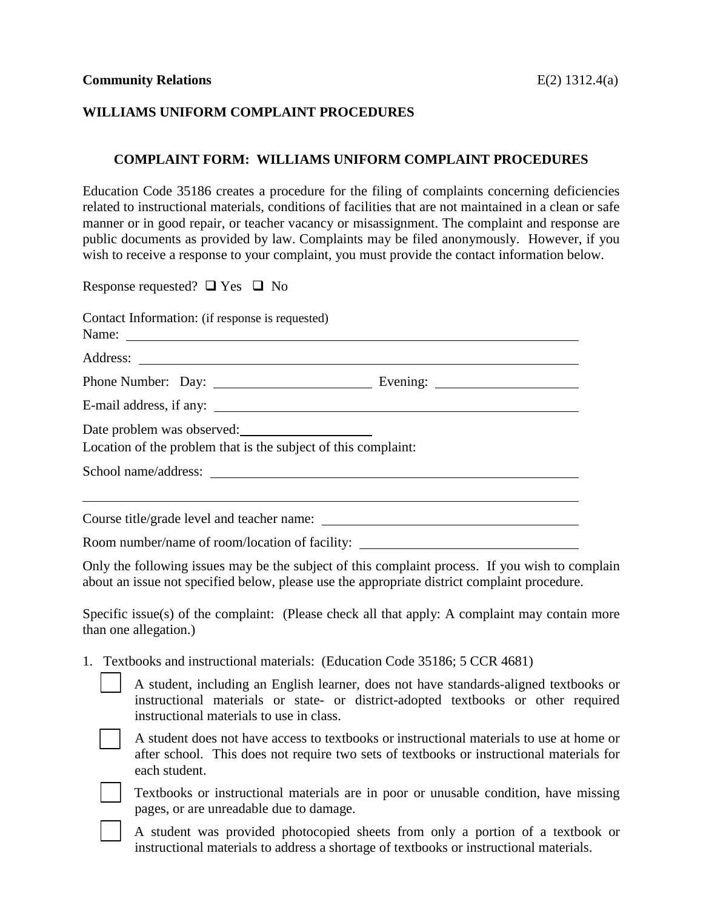**Community Relations** E(2) 1312.4(a)

**WILLIAMS UNIFORM COMPLAINT PROCEDURES**

**COMPLAINT FORM: WILLIAMS UNIFORM COMPLAINT PROCEDURES**

Education Code 35186 creates a procedure for the filing of complaints concerning deficiencies related to instructional materials, conditions of facilities that are not maintained in a clean or safe manner or in good repair, or teacher vacancy or misassignment. The complaint and response are public documents as provided by law. Complaints may be filed anonymously. However, if you wish to receive a response to your complaint, you must provide the contact information below.

Response requested? ☐ Yes ☐ No

Contact Information: (if response is requested)

Name: ______________________________________________

Address: ______________________________________________

Phone Number: Day: ____________________ Evening: ____________________

E-mail address, if any: ______________________________________________

Date problem was observed: ____________________

Location of the problem that is the subject of this complaint:

School name/address: ______________________________________________

______________________________________________

Course title/grade level and teacher name: ______________________________

Room number/name of room/location of facility: ______________________________

Only the following issues may be the subject of this complaint process. If you wish to complain about an issue not specified below, please use the appropriate district complaint procedure.

Specific issue(s) of the complaint: (Please check all that apply: A complaint may contain more than one allegation.)

1. Textbooks and instructional materials: (Education Code 35186; 5 CCR 4681)

   ☐ A student, including an English learner, does not have standards-aligned textbooks or instructional materials or state- or district-adopted textbooks or other required instructional materials to use in class.

   ☐ A student does not have access to textbooks or instructional materials to use at home or after school. This does not require two sets of textbooks or instructional materials for each student.

   ☐ Textbooks or instructional materials are in poor or unusable condition, have missing pages, or are unreadable due to damage.

   ☐ A student was provided photocopied sheets from only a portion of a textbook or instructional materials to address a shortage of textbooks or instructional materials.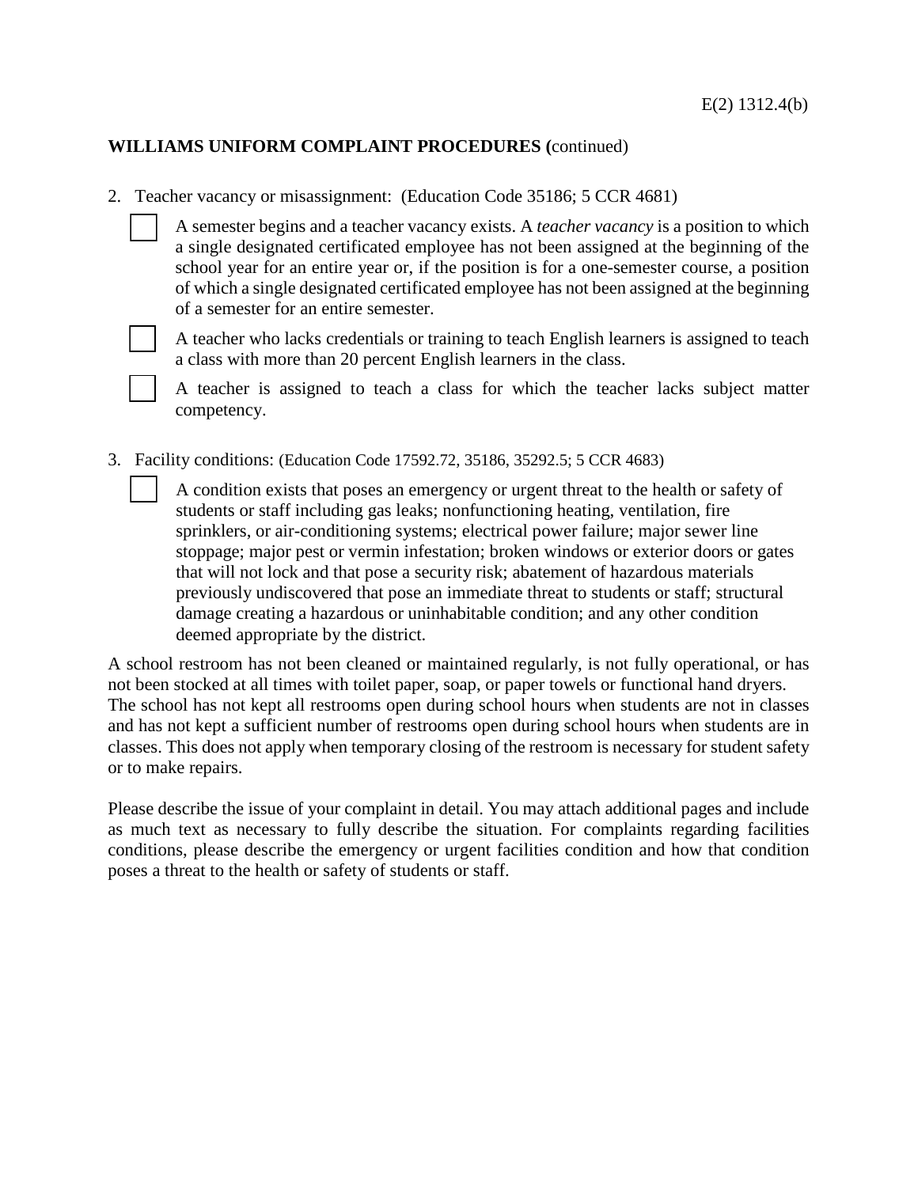**WILLIAMS UNIFORM COMPLAINT PROCEDURES (**continued)

2. Teacher vacancy or misassignment: (Education Code 35186; 5 CCR 4681)

   ☐ A semester begins and a teacher vacancy exists. A *teacher vacancy* is a position to which a single designated certificated employee has not been assigned at the beginning of the school year for an entire year or, if the position is for a one-semester course, a position of which a single designated certificated employee has not been assigned at the beginning of a semester for an entire semester.

   ☐ A teacher who lacks credentials or training to teach English learners is assigned to teach a class with more than 20 percent English learners in the class.

   ☐ A teacher is assigned to teach a class for which the teacher lacks subject matter competency.

3. Facility conditions: (Education Code 17592.72, 35186, 35292.5; 5 CCR 4683)

   ☐ A condition exists that poses an emergency or urgent threat to the health or safety of students or staff including gas leaks; nonfunctioning heating, ventilation, fire sprinklers, or air-conditioning systems; electrical power failure; major sewer line stoppage; major pest or vermin infestation; broken windows or exterior doors or gates that will not lock and that pose a security risk; abatement of hazardous materials previously undiscovered that pose an immediate threat to students or staff; structural damage creating a hazardous or uninhabitable condition; and any other condition deemed appropriate by the district.

A school restroom has not been cleaned or maintained regularly, is not fully operational, or has not been stocked at all times with toilet paper, soap, or paper towels or functional hand dryers. The school has not kept all restrooms open during school hours when students are not in classes and has not kept a sufficient number of restrooms open during school hours when students are in classes. This does not apply when temporary closing of the restroom is necessary for student safety or to make repairs.

Please describe the issue of your complaint in detail. You may attach additional pages and include as much text as necessary to fully describe the situation. For complaints regarding facilities conditions, please describe the emergency or urgent facilities condition and how that condition poses a threat to the health or safety of students or staff.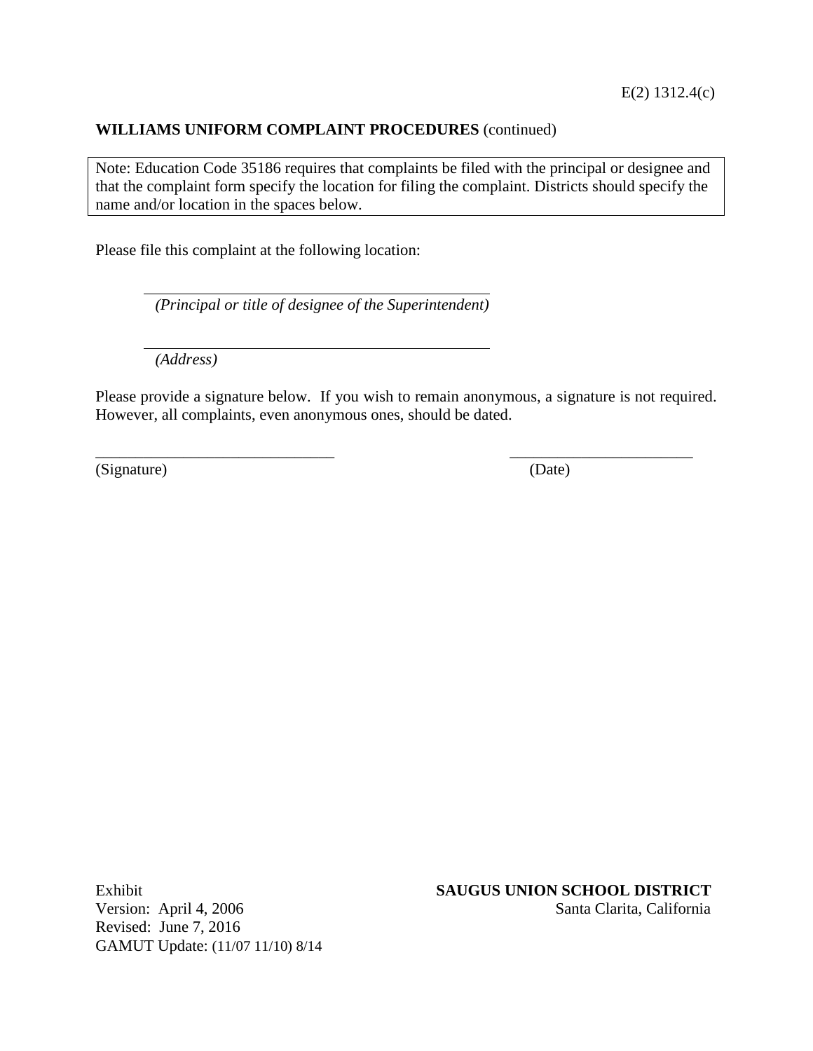E(2) 1312.4(c)

**WILLIAMS UNIFORM COMPLAINT PROCEDURES** (continued)

Note: Education Code 35186 requires that complaints be filed with the principal or designee and that the complaint form specify the location for filing the complaint. Districts should specify the name and/or location in the spaces below.

Please file this complaint at the following location:

\_\_\_\_\_\_\_\_\_\_\_\_\_\_\_\_\_\_\_\_\_\_\_\_\_\_\_\_\_\_\_\_\_\_\_\_\_\_\_\_\_\_\_\_\_

*(Principal or title of designee of the Superintendent)*

\_\_\_\_\_\_\_\_\_\_\_\_\_\_\_\_\_\_\_\_\_\_\_\_\_\_\_\_\_\_\_\_\_\_\_\_\_\_\_\_\_\_\_\_\_

*(Address)*

Please provide a signature below. If you wish to remain anonymous, a signature is not required. However, all complaints, even anonymous ones, should be dated.

\_\_\_\_\_\_\_\_\_\_\_\_\_\_\_\_\_\_\_\_\_\_\_\_\_\_\_\_\_\_\_ \_\_\_\_\_\_\_\_\_\_\_\_\_\_\_\_\_\_\_\_\_\_\_\_

(Signature) (Date)

Exhibit
Version: April 4, 2006
Revised: June 7, 2016
GAMUT Update: (11/07 11/10) 8/14

**SAUGUS UNION SCHOOL DISTRICT**
Santa Clarita, California